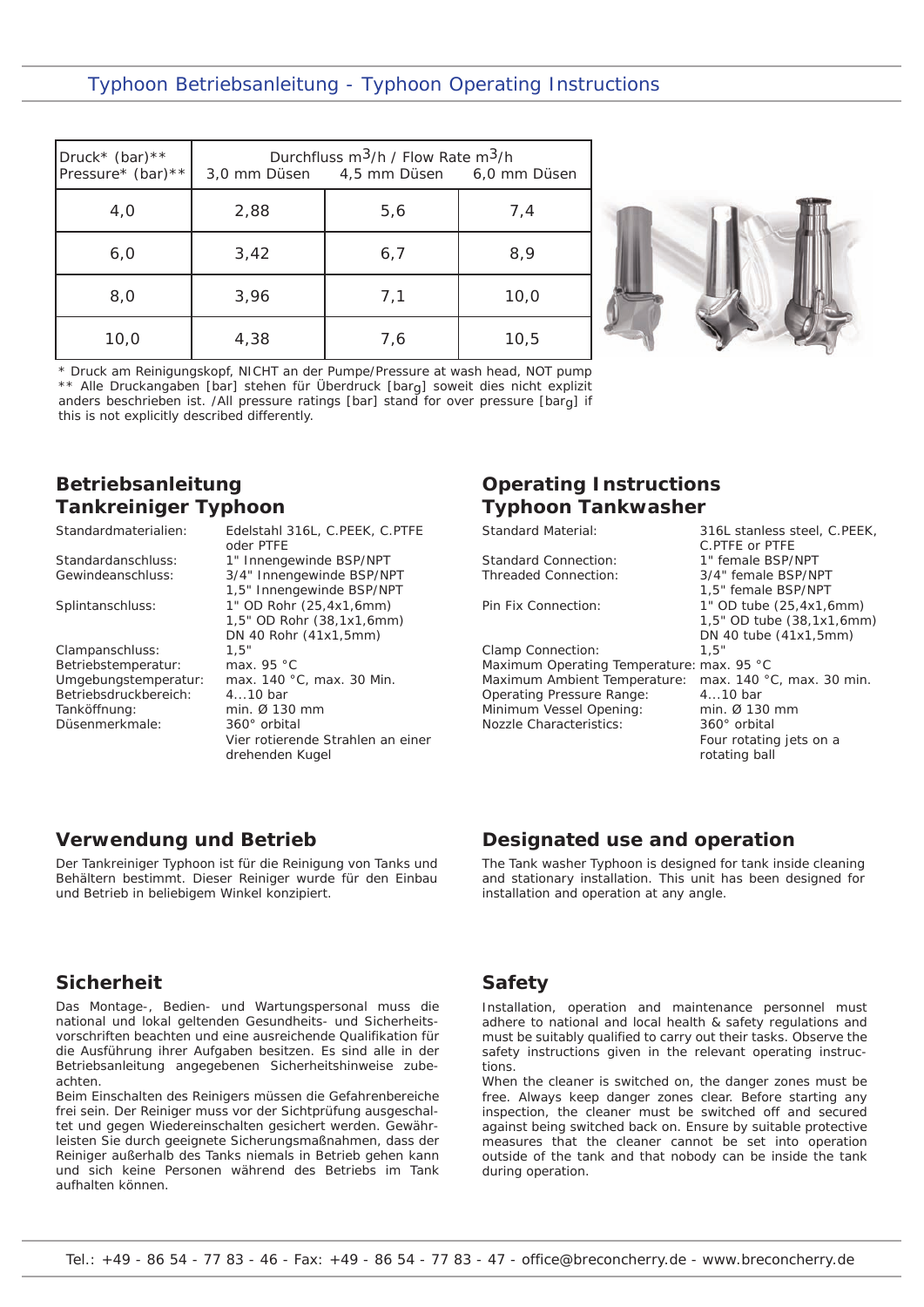# Typhoon Betriebsanleitung - Typhoon Operating Instructions

| Druck* (bar)** Pressure* (bar)** | Durchfluss $m^3/h$ / Flow Rate $m^3/h$ | | |
|---|---|---|---|
| | 3,0 mm Düsen | 4,5 mm Düsen | 6,0 mm Düsen |
| 4,0 | 2,88 | 5,6 | 7,4 |
| 6,0 | 3,42 | 6,7 | 8,9 |
| 8,0 | 3,96 | 7,1 | 10,0 |
| 10,0 | 4,38 | 7,6 | 10,5 |

* Druck am Reinigungskopf, NICHT an der Pumpe/Pressure at wash head, NOT pump
** Alle Druckangaben [bar] stehen für Überdruck [$bar_g$] soweit dies nicht explizit anders beschrieben ist. /All pressure ratings [bar] stand for over pressure [$bar_g$] if this is not explicitly described differently.

## Betriebsanleitung Tankreiniger Typhoon

| | |
|---|---|
| Standardmaterialien: | Edelstahl 316L, C.PEEK, C.PTFE oder PTFE |
| Standardanschluss: | 1" Innengewinde BSP/NPT |
| Gewindeanschluss: | 3/4" Innengewinde BSP/NPT<br>1,5" Innengewinde BSP/NPT |
| Splintanschluss: | 1" OD Rohr (25,4x1,6mm)<br>1,5" OD Rohr (38,1x1,6mm)<br>DN 40 Rohr (41x1,5mm) |
| Clampanschluss: | 1,5" |
| Betriebstemperatur: | max. 95 °C |
| Umgebungstemperatur: | max. 140 °C, max. 30 Min. |
| Betriebsdruckbereich: | 4...10 bar |
| Tanköffnung: | min. Ø 130 mm |
| Düsenmerkmale: | 360° orbital<br>Vier rotierende Strahlen an einer drehenden Kugel |

## Operating Instructions Typhoon Tankwasher

| | |
|---|---|
| Standard Material: | 316L stanless steel, C.PEEK, C.PTFE or PTFE |
| Standard Connection: | 1" female BSP/NPT |
| Threaded Connection: | 3/4" female BSP/NPT<br>1,5" female BSP/NPT |
| Pin Fix Connection: | 1" OD tube (25,4x1,6mm)<br>1,5" OD tube (38,1x1,6mm)<br>DN 40 tube (41x1,5mm) |
| Clamp Connection: | 1,5" |
| Maximum Operating Temperature: | max. 95 °C |
| Maximum Ambient Temperature: | max. 140 °C, max. 30 min. |
| Operating Pressure Range: | 4...10 bar |
| Minimum Vessel Opening: | min. Ø 130 mm |
| Nozzle Characteristics: | 360° orbital<br>Four rotating jets on a rotating ball |

## Verwendung und Betrieb

Der Tankreiniger Typhoon ist für die Reinigung von Tanks und Behältern bestimmt. Dieser Reiniger wurde für den Einbau und Betrieb in beliebigem Winkel konzipiert.

## Designated use and operation

The Tank washer Typhoon is designed for tank inside cleaning and stationary installation. This unit has been designed for installation and operation at any angle.

## Sicherheit

Das Montage-, Bedien- und Wartungspersonal muss die national und lokal geltenden Gesundheits- und Sicherheitsvorschriften beachten und eine ausreichende Qualifikation für die Ausführung ihrer Aufgaben besitzen. Es sind alle in der Betriebsanleitung angegebenen Sicherheitshinweise zubeachten.

Beim Einschalten des Reinigers müssen die Gefahrenbereiche frei sein. Der Reiniger muss vor der Sichtprüfung ausgeschaltet und gegen Wiedereinschalten gesichert werden. Gewährleisten Sie durch geeignete Sicherungsmaßnahmen, dass der Reiniger außerhalb des Tanks niemals in Betrieb gehen kann und sich keine Personen während des Betriebs im Tank aufhalten können.

## Safety

Installation, operation and maintenance personnel must adhere to national and local health & safety regulations and must be suitably qualified to carry out their tasks. Observe the safety instructions given in the relevant operating instructions.

When the cleaner is switched on, the danger zones must be free. Always keep danger zones clear. Before starting any inspection, the cleaner must be switched off and secured against being switched back on. Ensure by suitable protective measures that the cleaner cannot be set into operation outside of the tank and that nobody can be inside the tank during operation.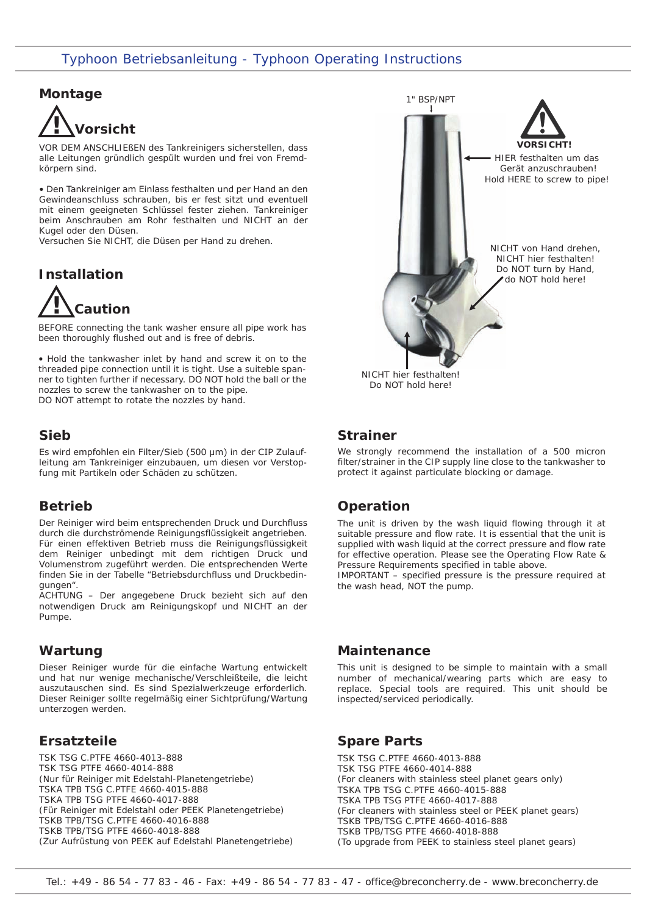# Typhoon Betriebsanleitung - Typhoon Operating Instructions

## Montage

### Vorsicht

VOR DEM ANSCHLIEßEN des Tankreinigers sicherstellen, dass alle Leitungen gründlich gespült wurden und frei von Fremdkörpern sind.

• Den Tankreiniger am Einlass festhalten und per Hand an den Gewindeanschluss schrauben, bis er fest sitzt und eventuell mit einem geeigneten Schlüssel fester ziehen. Tankreiniger beim Anschrauben am Rohr festhalten und NICHT an der Kugel oder den Düsen.
Versuchen Sie NICHT, die Düsen per Hand zu drehen.

## Installation

### Caution

BEFORE connecting the tank washer ensure all pipe work has been thoroughly flushed out and is free of debris.

• Hold the tankwasher inlet by hand and screw it on to the threaded pipe connection until it is tight. Use a suiteble spanner to tighten further if necessary. DO NOT hold the ball or the nozzles to screw the tankwasher on to the pipe.
DO NOT attempt to rotate the nozzles by hand.

1" BSP/NPT

VORSICHT!

HIER festhalten um das Gerät anzuschrauben!
Hold HERE to screw to pipe!

NICHT von Hand drehen, NICHT hier festhalten!
Do NOT turn by Hand, do NOT hold here!

NICHT hier festhalten!
Do NOT hold here!

## Sieb

Es wird empfohlen ein Filter/Sieb (500 µm) in der CIP Zulaufleitung am Tankreiniger einzubauen, um diesen vor Verstopfung mit Partikeln oder Schäden zu schützen.

## Strainer

We strongly recommend the installation of a 500 micron filter/strainer in the CIP supply line close to the tankwasher to protect it against particulate blocking or damage.

## Betrieb

Der Reiniger wird beim entsprechenden Druck und Durchfluss durch die durchströmende Reinigungsflüssigkeit angetrieben. Für einen effektiven Betrieb muss die Reinigungsflüssigkeit dem Reiniger unbedingt mit dem richtigen Druck und Volumenstrom zugeführt werden. Die entsprechenden Werte finden Sie in der Tabelle "Betriebsdurchfluss und Druckbedingungen".
ACHTUNG – Der angegebene Druck bezieht sich auf den notwendigen Druck am Reinigungskopf und NICHT an der Pumpe.

## Operation

The unit is driven by the wash liquid flowing through it at suitable pressure and flow rate. It is essential that the unit is supplied with wash liquid at the correct pressure and flow rate for effective operation. Please see the Operating Flow Rate & Pressure Requirements specified in table above.
IMPORTANT – specified pressure is the pressure required at the wash head, NOT the pump.

## Wartung

Dieser Reiniger wurde für die einfache Wartung entwickelt und hat nur wenige mechanische/Verschleißteile, die leicht auszutauschen sind. Es sind Spezialwerkzeuge erforderlich. Dieser Reiniger sollte regelmäßig einer Sichtprüfung/Wartung unterzogen werden.

## Maintenance

This unit is designed to be simple to maintain with a small number of mechanical/wearing parts which are easy to replace. Special tools are required. This unit should be inspected/serviced periodically.

## Ersatzteile

TSK TSG C.PTFE 4660-4013-888
TSK TSG PTFE 4660-4014-888
(Nur für Reiniger mit Edelstahl-Planetengetriebe)
TSKA TPB TSG C.PTFE 4660-4015-888
TSKA TPB TSG PTFE 4660-4017-888
(Für Reiniger mit Edelstahl oder PEEK Planetengetriebe)
TSKB TPB/TSG C.PTFE 4660-4016-888
TSKB TPB/TSG PTFE 4660-4018-888
(Zur Aufrüstung von PEEK auf Edelstahl Planetengetriebe)

## Spare Parts

TSK TSG C.PTFE 4660-4013-888
TSK TSG PTFE 4660-4014-888
(For cleaners with stainless steel planet gears only)
TSKA TPB TSG C.PTFE 4660-4015-888
TSKA TPB TSG PTFE 4660-4017-888
(For cleaners with stainless steel or PEEK planet gears)
TSKB TPB/TSG C.PTFE 4660-4016-888
TSKB TPB/TSG PTFE 4660-4018-888
(To upgrade from PEEK to stainless steel planet gears)

Tel.: +49 - 86 54 - 77 83 - 46 - Fax: +49 - 86 54 - 77 83 - 47 - office@breconcherry.de - www.breconcherry.de